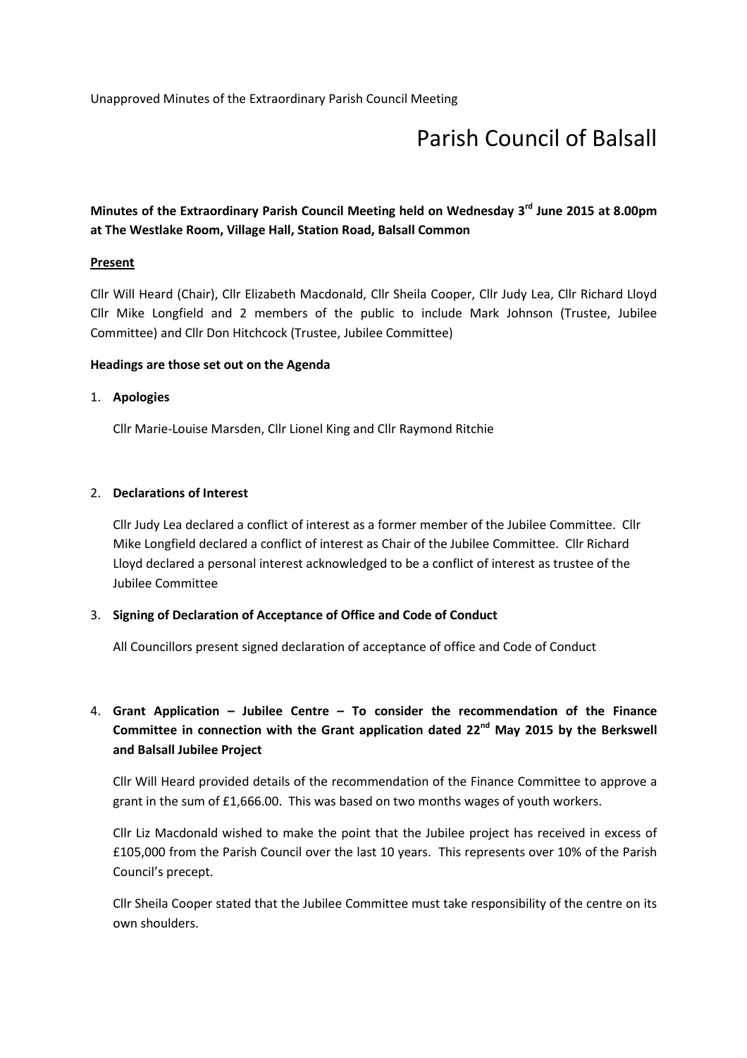Unapproved Minutes of the Extraordinary Parish Council Meeting

# Parish Council of Balsall

**Minutes of the Extraordinary Parish Council Meeting held on Wednesday 3rd June 2015 at 8.00pm at The Westlake Room, Village Hall, Station Road, Balsall Common**

**Present**

Cllr Will Heard (Chair), Cllr Elizabeth Macdonald, Cllr Sheila Cooper, Cllr Judy Lea, Cllr Richard Lloyd Cllr Mike Longfield and 2 members of the public to include Mark Johnson (Trustee, Jubilee Committee) and Cllr Don Hitchcock (Trustee, Jubilee Committee)

**Headings are those set out on the Agenda**

1. **Apologies**

   Cllr Marie-Louise Marsden, Cllr Lionel King and Cllr Raymond Ritchie

2. **Declarations of Interest**

   Cllr Judy Lea declared a conflict of interest as a former member of the Jubilee Committee. Cllr Mike Longfield declared a conflict of interest as Chair of the Jubilee Committee. Cllr Richard Lloyd declared a personal interest acknowledged to be a conflict of interest as trustee of the Jubilee Committee

3. **Signing of Declaration of Acceptance of Office and Code of Conduct**

   All Councillors present signed declaration of acceptance of office and Code of Conduct

4. **Grant Application – Jubilee Centre – To consider the recommendation of the Finance Committee in connection with the Grant application dated 22nd May 2015 by the Berkswell and Balsall Jubilee Project**

   Cllr Will Heard provided details of the recommendation of the Finance Committee to approve a grant in the sum of £1,666.00. This was based on two months wages of youth workers.

   Cllr Liz Macdonald wished to make the point that the Jubilee project has received in excess of £105,000 from the Parish Council over the last 10 years. This represents over 10% of the Parish Council's precept.

   Cllr Sheila Cooper stated that the Jubilee Committee must take responsibility of the centre on its own shoulders.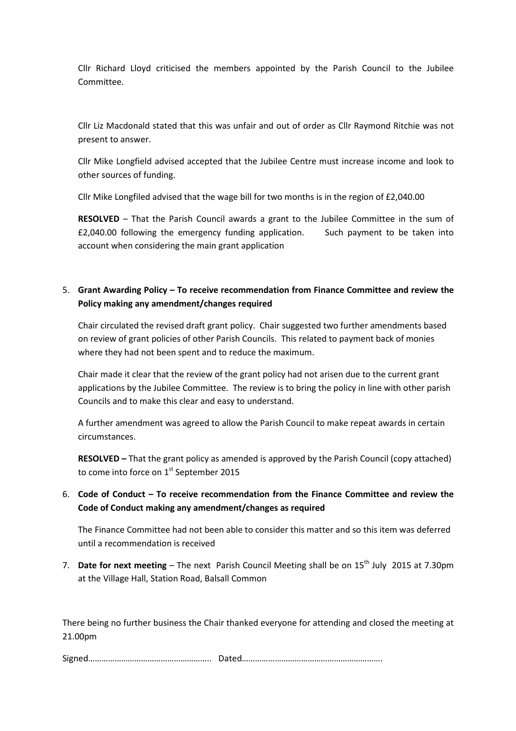Cllr Richard Lloyd criticised the members appointed by the Parish Council to the Jubilee Committee.

Cllr Liz Macdonald stated that this was unfair and out of order as Cllr Raymond Ritchie was not present to answer.

Cllr Mike Longfield advised accepted that the Jubilee Centre must increase income and look to other sources of funding.

Cllr Mike Longfiled advised that the wage bill for two months is in the region of £2,040.00

**RESOLVED** – That the Parish Council awards a grant to the Jubilee Committee in the sum of £2,040.00 following the emergency funding application. Such payment to be taken into account when considering the main grant application

5. **Grant Awarding Policy – To receive recommendation from Finance Committee and review the Policy making any amendment/changes required**

   Chair circulated the revised draft grant policy. Chair suggested two further amendments based on review of grant policies of other Parish Councils. This related to payment back of monies where they had not been spent and to reduce the maximum.

   Chair made it clear that the review of the grant policy had not arisen due to the current grant applications by the Jubilee Committee. The review is to bring the policy in line with other parish Councils and to make this clear and easy to understand.

   A further amendment was agreed to allow the Parish Council to make repeat awards in certain circumstances.

   **RESOLVED –** That the grant policy as amended is approved by the Parish Council (copy attached) to come into force on 1st September 2015

6. **Code of Conduct – To receive recommendation from the Finance Committee and review the Code of Conduct making any amendment/changes as required**

   The Finance Committee had not been able to consider this matter and so this item was deferred until a recommendation is received

7. **Date for next meeting** – The next Parish Council Meeting shall be on 15th July 2015 at 7.30pm at the Village Hall, Station Road, Balsall Common

There being no further business the Chair thanked everyone for attending and closed the meeting at 21.00pm

Signed……………………………………………….. Dated……………………………………………………….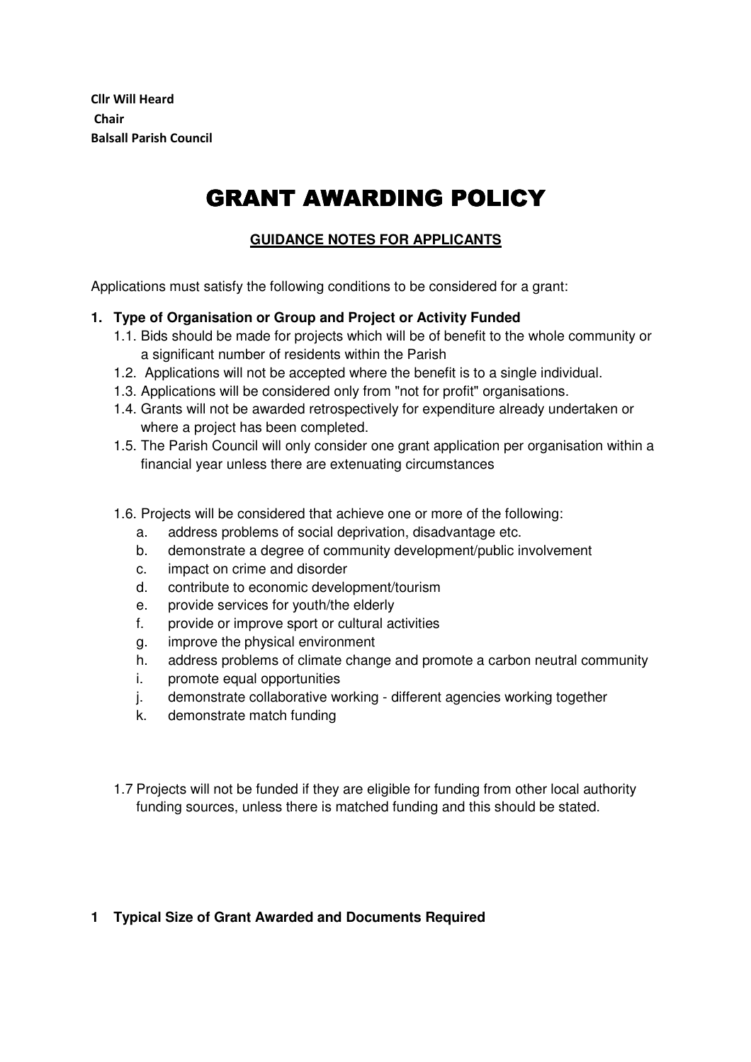**Cllr Will Heard**
**Chair**
**Balsall Parish Council**

# GRANT AWARDING POLICY

**GUIDANCE NOTES FOR APPLICANTS**

Applications must satisfy the following conditions to be considered for a grant:

**1. Type of Organisation or Group and Project or Activity Funded**

1.1. Bids should be made for projects which will be of benefit to the whole community or a significant number of residents within the Parish

1.2. Applications will not be accepted where the benefit is to a single individual.

1.3. Applications will be considered only from "not for profit" organisations.

1.4. Grants will not be awarded retrospectively for expenditure already undertaken or where a project has been completed.

1.5. The Parish Council will only consider one grant application per organisation within a financial year unless there are extenuating circumstances

1.6. Projects will be considered that achieve one or more of the following:

a. address problems of social deprivation, disadvantage etc.
b. demonstrate a degree of community development/public involvement
c. impact on crime and disorder
d. contribute to economic development/tourism
e. provide services for youth/the elderly
f. provide or improve sport or cultural activities
g. improve the physical environment
h. address problems of climate change and promote a carbon neutral community
i. promote equal opportunities
j. demonstrate collaborative working - different agencies working together
k. demonstrate match funding

1.7 Projects will not be funded if they are eligible for funding from other local authority funding sources, unless there is matched funding and this should be stated.

**1 Typical Size of Grant Awarded and Documents Required**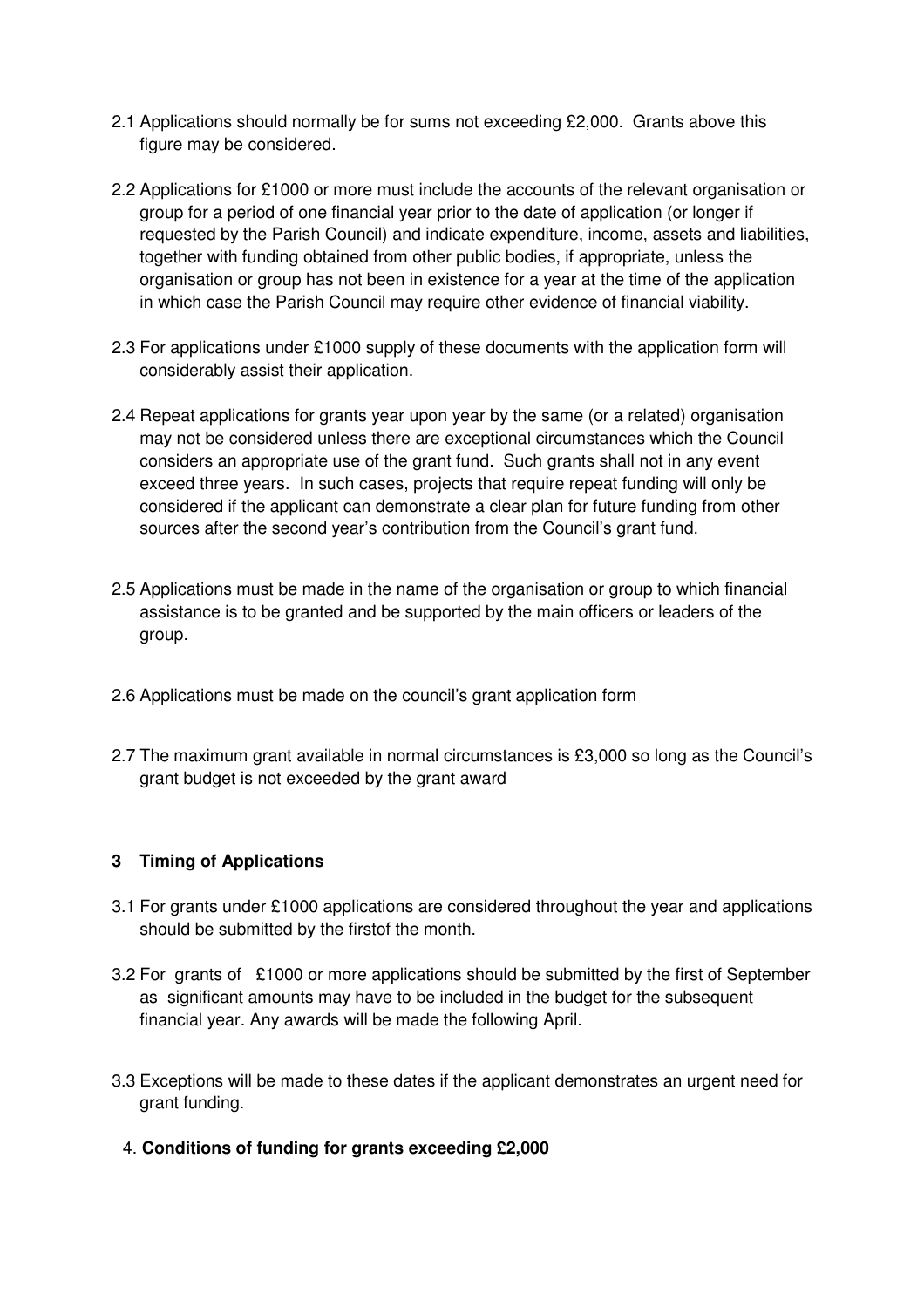2.1 Applications should normally be for sums not exceeding £2,000. Grants above this figure may be considered.

2.2 Applications for £1000 or more must include the accounts of the relevant organisation or group for a period of one financial year prior to the date of application (or longer if requested by the Parish Council) and indicate expenditure, income, assets and liabilities, together with funding obtained from other public bodies, if appropriate, unless the organisation or group has not been in existence for a year at the time of the application in which case the Parish Council may require other evidence of financial viability.

2.3 For applications under £1000 supply of these documents with the application form will considerably assist their application.

2.4 Repeat applications for grants year upon year by the same (or a related) organisation may not be considered unless there are exceptional circumstances which the Council considers an appropriate use of the grant fund. Such grants shall not in any event exceed three years. In such cases, projects that require repeat funding will only be considered if the applicant can demonstrate a clear plan for future funding from other sources after the second year's contribution from the Council's grant fund.

2.5 Applications must be made in the name of the organisation or group to which financial assistance is to be granted and be supported by the main officers or leaders of the group.

2.6 Applications must be made on the council's grant application form

2.7 The maximum grant available in normal circumstances is £3,000 so long as the Council's grant budget is not exceeded by the grant award

## 3 Timing of Applications

3.1 For grants under £1000 applications are considered throughout the year and applications should be submitted by the firstof the month.

3.2 For grants of £1000 or more applications should be submitted by the first of September as significant amounts may have to be included in the budget for the subsequent financial year. Any awards will be made the following April.

3.3 Exceptions will be made to these dates if the applicant demonstrates an urgent need for grant funding.

## 4. Conditions of funding for grants exceeding £2,000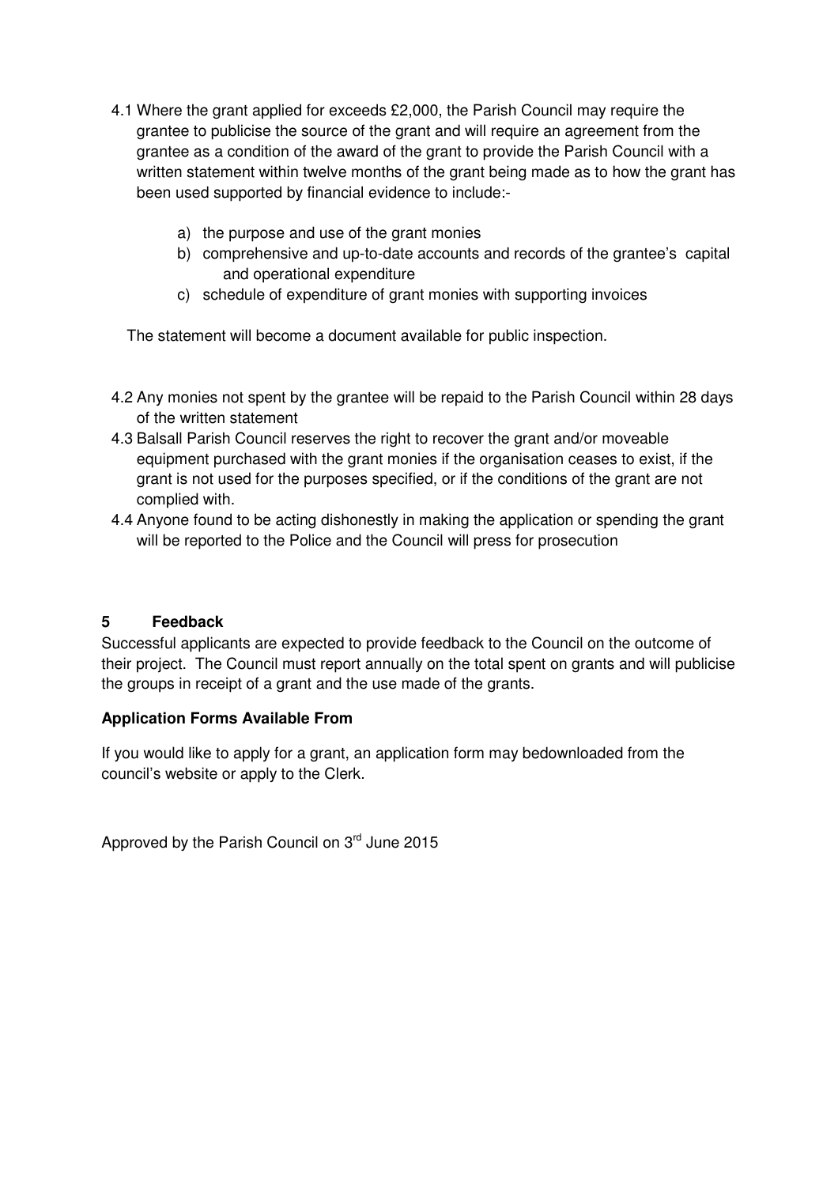4.1 Where the grant applied for exceeds £2,000, the Parish Council may require the grantee to publicise the source of the grant and will require an agreement from the grantee as a condition of the award of the grant to provide the Parish Council with a written statement within twelve months of the grant being made as to how the grant has been used supported by financial evidence to include:-

a) the purpose and use of the grant monies
b) comprehensive and up-to-date accounts and records of the grantee's capital and operational expenditure
c) schedule of expenditure of grant monies with supporting invoices

The statement will become a document available for public inspection.

4.2 Any monies not spent by the grantee will be repaid to the Parish Council within 28 days of the written statement

4.3 Balsall Parish Council reserves the right to recover the grant and/or moveable equipment purchased with the grant monies if the organisation ceases to exist, if the grant is not used for the purposes specified, or if the conditions of the grant are not complied with.

4.4 Anyone found to be acting dishonestly in making the application or spending the grant will be reported to the Police and the Council will press for prosecution

## 5 Feedback

Successful applicants are expected to provide feedback to the Council on the outcome of their project. The Council must report annually on the total spent on grants and will publicise the groups in receipt of a grant and the use made of the grants.

### Application Forms Available From

If you would like to apply for a grant, an application form may bedownloaded from the council's website or apply to the Clerk.

Approved by the Parish Council on 3rd June 2015